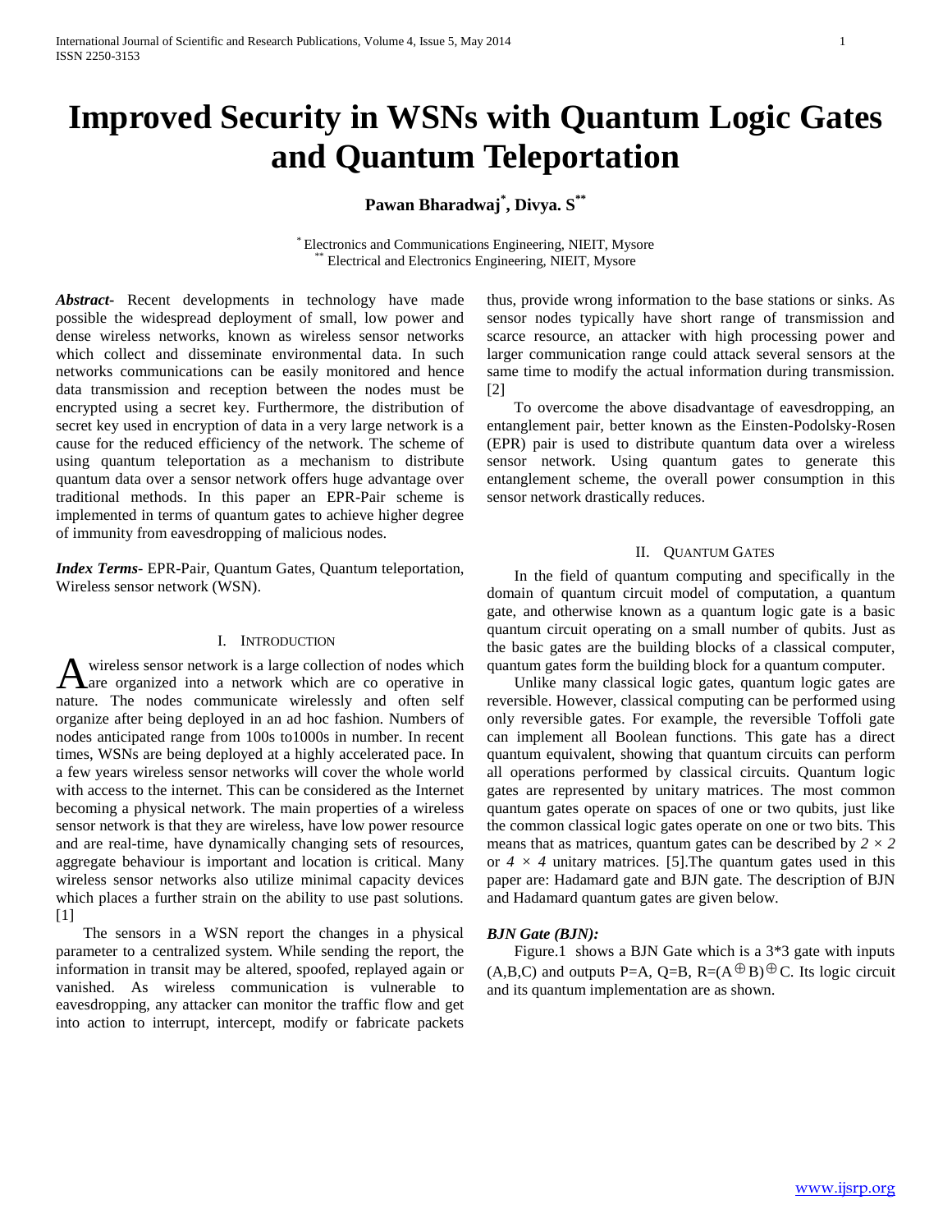# Improved Security in WSNs with Quantum Logic Gates and Quantum Teleportation

**Pawan Bharadwaj[*], Divya. S[**]**

[*] Electronics and Communications Engineering, NIEIT, Mysore
[**] Electrical and Electronics Engineering, NIEIT, Mysore

***Abstract-*** Recent developments in technology have made possible the widespread deployment of small, low power and dense wireless networks, known as wireless sensor networks which collect and disseminate environmental data. In such networks communications can be easily monitored and hence data transmission and reception between the nodes must be encrypted using a secret key. Furthermore, the distribution of secret key used in encryption of data in a very large network is a cause for the reduced efficiency of the network. The scheme of using quantum teleportation as a mechanism to distribute quantum data over a sensor network offers huge advantage over traditional methods. In this paper an EPR-Pair scheme is implemented in terms of quantum gates to achieve higher degree of immunity from eavesdropping of malicious nodes.

***Index Terms*-** EPR-Pair, Quantum Gates, Quantum teleportation, Wireless sensor network (WSN).

## I. Introduction

A wireless sensor network is a large collection of nodes which are organized into a network which are co operative in nature. The nodes communicate wirelessly and often self organize after being deployed in an ad hoc fashion. Numbers of nodes anticipated range from 100s to1000s in number. In recent times, WSNs are being deployed at a highly accelerated pace. In a few years wireless sensor networks will cover the whole world with access to the internet. This can be considered as the Internet becoming a physical network. The main properties of a wireless sensor network is that they are wireless, have low power resource and are real-time, have dynamically changing sets of resources, aggregate behaviour is important and location is critical. Many wireless sensor networks also utilize minimal capacity devices which places a further strain on the ability to use past solutions. [1]

The sensors in a WSN report the changes in a physical parameter to a centralized system. While sending the report, the information in transit may be altered, spoofed, replayed again or vanished. As wireless communication is vulnerable to eavesdropping, any attacker can monitor the traffic flow and get into action to interrupt, intercept, modify or fabricate packets thus, provide wrong information to the base stations or sinks. As sensor nodes typically have short range of transmission and scarce resource, an attacker with high processing power and larger communication range could attack several sensors at the same time to modify the actual information during transmission. [2]

To overcome the above disadvantage of eavesdropping, an entanglement pair, better known as the Einsten-Podolsky-Rosen (EPR) pair is used to distribute quantum data over a wireless sensor network. Using quantum gates to generate this entanglement scheme, the overall power consumption in this sensor network drastically reduces.

## II. Quantum Gates

In the field of quantum computing and specifically in the domain of quantum circuit model of computation, a quantum gate, and otherwise known as a quantum logic gate is a basic quantum circuit operating on a small number of qubits. Just as the basic gates are the building blocks of a classical computer, quantum gates form the building block for a quantum computer.

Unlike many classical logic gates, quantum logic gates are reversible. However, classical computing can be performed using only reversible gates. For example, the reversible Toffoli gate can implement all Boolean functions. This gate has a direct quantum equivalent, showing that quantum circuits can perform all operations performed by classical circuits. Quantum logic gates are represented by unitary matrices. The most common quantum gates operate on spaces of one or two qubits, just like the common classical logic gates operate on one or two bits. This means that as matrices, quantum gates can be described by $2 \times 2$ or $4 \times 4$ unitary matrices. [5].The quantum gates used in this paper are: Hadamard gate and BJN gate. The description of BJN and Hadamard quantum gates are given below.

***BJN Gate (BJN):***

Figure.1 shows a BJN Gate which is a 3*3 gate with inputs (A,B,C) and outputs P=A, Q=B, R=$(A \oplus B) \oplus C$. Its logic circuit and its quantum implementation are as shown.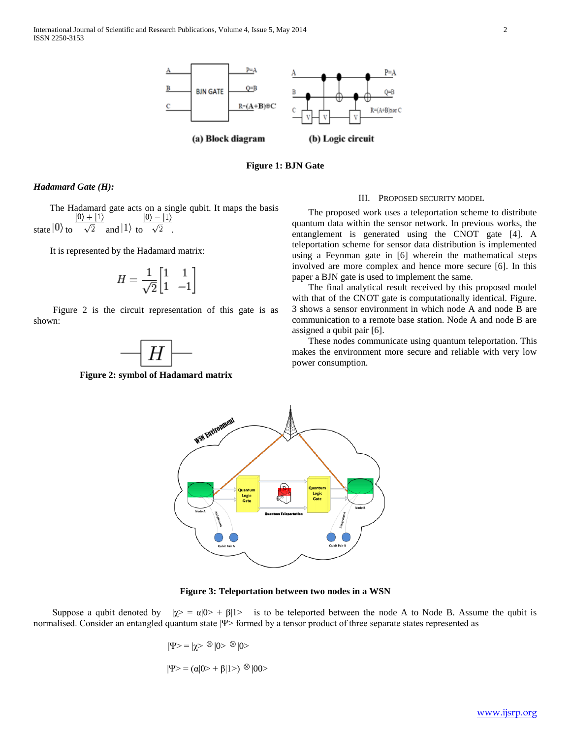(a) Block diagram (b) Logic circuit

**Figure 1: BJN Gate**

***Hadamard Gate (H):***

The Hadamard gate acts on a single qubit. It maps the basis state $|0\rangle$ to $\frac{|0\rangle + |1\rangle}{\sqrt{2}}$ and $|1\rangle$ to $\frac{|0\rangle - |1\rangle}{\sqrt{2}}$.

It is represented by the Hadamard matrix:

$$H = \frac{1}{\sqrt{2}}\begin{bmatrix} 1 & 1 \\ 1 & -1 \end{bmatrix}$$

Figure 2 is the circuit representation of this gate is as shown:

**Figure 2: symbol of Hadamard matrix**

## III. Proposed Security Model

The proposed work uses a teleportation scheme to distribute quantum data within the sensor network. In previous works, the entanglement is generated using the CNOT gate [4]. A teleportation scheme for sensor data distribution is implemented using a Feynman gate in [6] wherein the mathematical steps involved are more complex and hence more secure [6]. In this paper a BJN gate is used to implement the same.

The final analytical result received by this proposed model with that of the CNOT gate is computationally identical. Figure. 3 shows a sensor environment in which node A and node B are communication to a remote base station. Node A and node B are assigned a qubit pair [6].

These nodes communicate using quantum teleportation. This makes the environment more secure and reliable with very low power consumption.

**Figure 3: Teleportation between two nodes in a WSN**

Suppose a qubit denoted by $|\chi\rangle = \alpha|0\rangle + \beta|1\rangle$ is to be teleported between the node A to Node B. Assume the qubit is normalised. Consider an entangled quantum state $|\Psi\rangle$ formed by a tensor product of three separate states represented as

$$|\Psi\rangle = |\chi\rangle \otimes |0\rangle \otimes |0\rangle$$

$$|\Psi\rangle = (\alpha|0\rangle + \beta|1\rangle) \otimes |00\rangle$$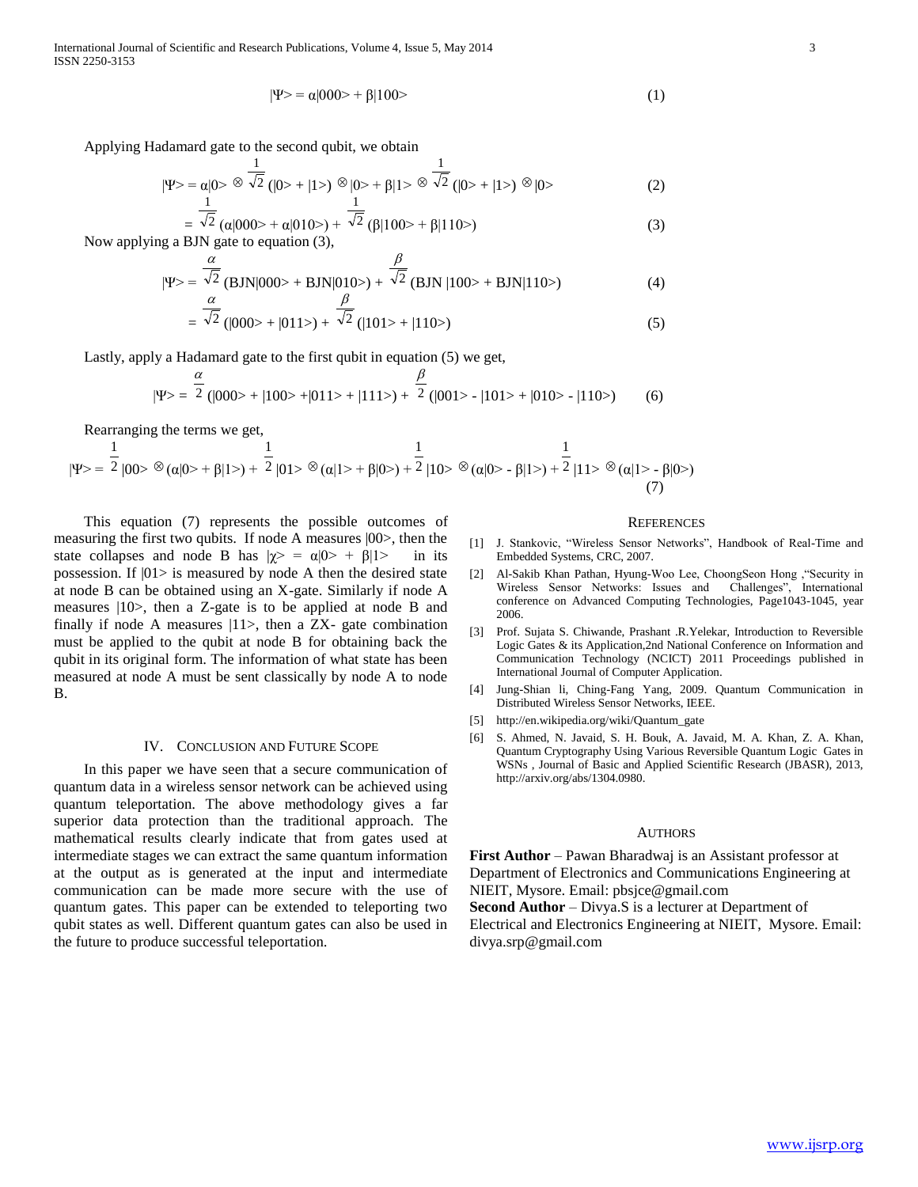$$|\Psi\rangle = \alpha|000\rangle + \beta|100\rangle \quad (1)$$

Applying Hadamard gate to the second qubit, we obtain

$$|\Psi\rangle = \alpha|0\rangle \otimes \frac{1}{\sqrt{2}}(|0\rangle + |1\rangle) \otimes |0\rangle + \beta|1\rangle \otimes \frac{1}{\sqrt{2}}(|0\rangle + |1\rangle) \otimes |0\rangle \quad (2)$$

$$= \frac{1}{\sqrt{2}}(\alpha|000\rangle + \alpha|010\rangle) + \frac{1}{\sqrt{2}}(\beta|100\rangle + \beta|110\rangle) \quad (3)$$

Now applying a BJN gate to equation (3),

$$|\Psi\rangle = \frac{\alpha}{\sqrt{2}}(\text{BJN}|000\rangle + \text{BJN}|010\rangle) + \frac{\beta}{\sqrt{2}}(\text{BJN}\,|100\rangle + \text{BJN}|110\rangle) \quad (4)$$

$$= \frac{\alpha}{\sqrt{2}}(|000\rangle + |011\rangle) + \frac{\beta}{\sqrt{2}}(|101\rangle + |110\rangle) \quad (5)$$

Lastly, apply a Hadamard gate to the first qubit in equation (5) we get,

$$|\Psi\rangle = \frac{\alpha}{2}(|000\rangle + |100\rangle + |011\rangle + |111\rangle) + \frac{\beta}{2}(|001\rangle - |101\rangle + |010\rangle - |110\rangle) \quad (6)$$

Rearranging the terms we get,

$$|\Psi\rangle = \frac{1}{2}|00\rangle \otimes (\alpha|0\rangle + \beta|1\rangle) + \frac{1}{2}|01\rangle \otimes (\alpha|1\rangle + \beta|0\rangle) + \frac{1}{2}|10\rangle \otimes (\alpha|0\rangle - \beta|1\rangle) + \frac{1}{2}|11\rangle \otimes (\alpha|1\rangle - \beta|0\rangle) \quad (7)$$

This equation (7) represents the possible outcomes of measuring the first two qubits. If node A measures $|00\rangle$, then the state collapses and node B has $|\chi\rangle = \alpha|0\rangle + \beta|1\rangle$ in its possession. If $|01\rangle$ is measured by node A then the desired state at node B can be obtained using an X-gate. Similarly if node A measures $|10\rangle$, then a Z-gate is to be applied at node B and finally if node A measures $|11\rangle$, then a ZX- gate combination must be applied to the qubit at node B for obtaining back the qubit in its original form. The information of what state has been measured at node A must be sent classically by node A to node B.

## IV. Conclusion and Future Scope

In this paper we have seen that a secure communication of quantum data in a wireless sensor network can be achieved using quantum teleportation. The above methodology gives a far superior data protection than the traditional approach. The mathematical results clearly indicate that from gates used at intermediate stages we can extract the same quantum information at the output as is generated at the input and intermediate communication can be made more secure with the use of quantum gates. This paper can be extended to teleporting two qubit states as well. Different quantum gates can also be used in the future to produce successful teleportation.

## References

[1] J. Stankovic, "Wireless Sensor Networks", Handbook of Real-Time and Embedded Systems, CRC, 2007.

[2] Al-Sakib Khan Pathan, Hyung-Woo Lee, ChoongSeon Hong ,"Security in Wireless Sensor Networks: Issues and Challenges", International conference on Advanced Computing Technologies, Page1043-1045, year 2006.

[3] Prof. Sujata S. Chiwande, Prashant .R.Yelekar, Introduction to Reversible Logic Gates & its Application,2nd National Conference on Information and Communication Technology (NCICT) 2011 Proceedings published in International Journal of Computer Application.

[4] Jung-Shian li, Ching-Fang Yang, 2009. Quantum Communication in Distributed Wireless Sensor Networks, IEEE.

[5] http://en.wikipedia.org/wiki/Quantum_gate

[6] S. Ahmed, N. Javaid, S. H. Bouk, A. Javaid, M. A. Khan, Z. A. Khan, Quantum Cryptography Using Various Reversible Quantum Logic Gates in WSNs , Journal of Basic and Applied Scientific Research (JBASR), 2013, http://arxiv.org/abs/1304.0980.

## Authors

**First Author** – Pawan Bharadwaj is an Assistant professor at Department of Electronics and Communications Engineering at NIEIT, Mysore. Email: pbsjce@gmail.com

**Second Author** – Divya.S is a lecturer at Department of Electrical and Electronics Engineering at NIEIT, Mysore. Email: divya.srp@gmail.com